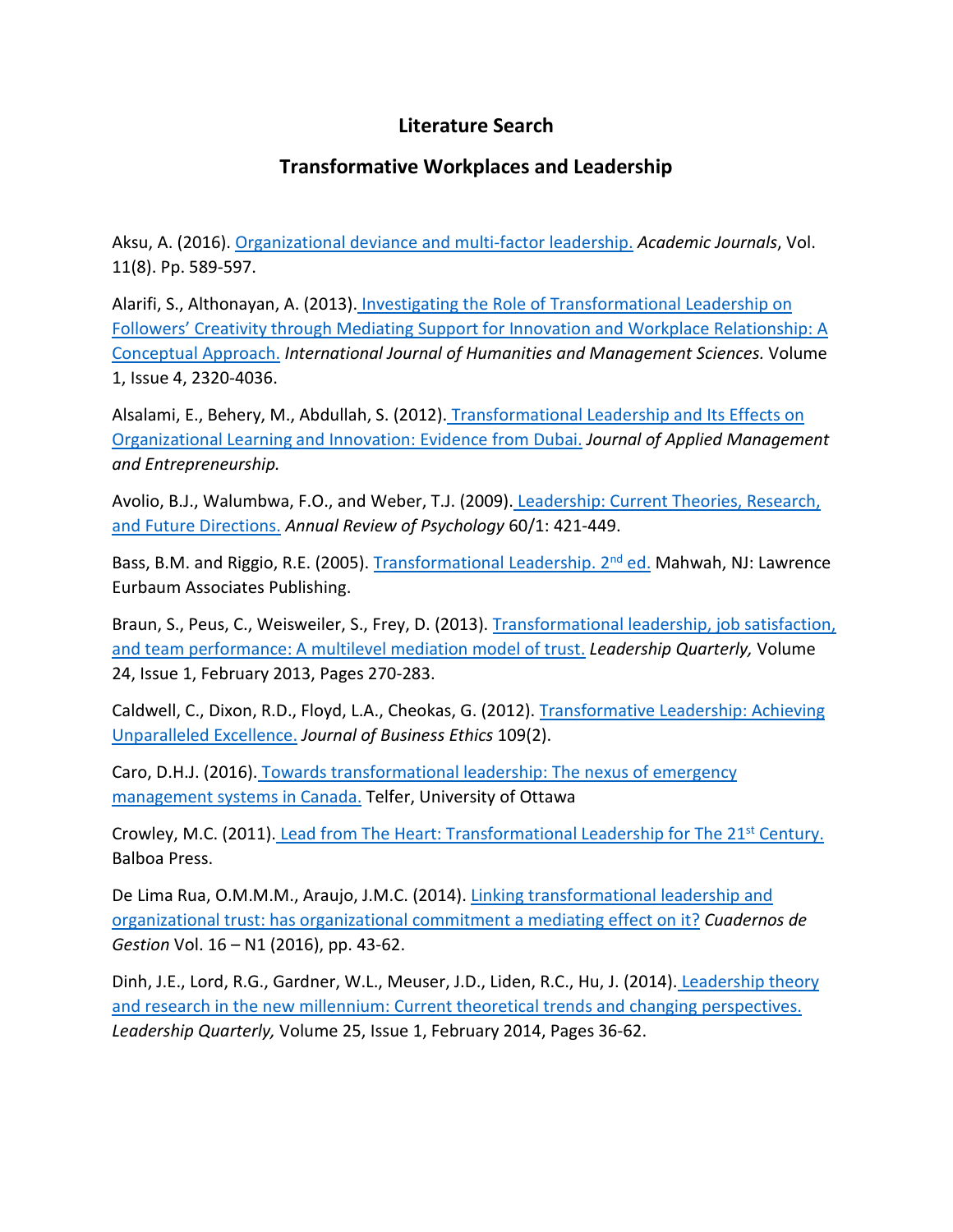# Literature Search

## Transformative Workplaces and Leadership

Aksu, A. (2016). Organizational deviance and multi-factor leadership. *Academic Journals*, Vol. 11(8). Pp. 589-597.

Alarifi, S., Althonayan, A. (2013). Investigating the Role of Transformational Leadership on Followers' Creativity through Mediating Support for Innovation and Workplace Relationship: A Conceptual Approach. *International Journal of Humanities and Management Sciences.* Volume 1, Issue 4, 2320-4036.

Alsalami, E., Behery, M., Abdullah, S. (2012). Transformational Leadership and Its Effects on Organizational Learning and Innovation: Evidence from Dubai. *Journal of Applied Management and Entrepreneurship.*

Avolio, B.J., Walumbwa, F.O., and Weber, T.J. (2009). Leadership: Current Theories, Research, and Future Directions. *Annual Review of Psychology* 60/1: 421-449.

Bass, B.M. and Riggio, R.E. (2005). Transformational Leadership. 2nd ed. Mahwah, NJ: Lawrence Eurbaum Associates Publishing.

Braun, S., Peus, C., Weisweiler, S., Frey, D. (2013). Transformational leadership, job satisfaction, and team performance: A multilevel mediation model of trust. *Leadership Quarterly,* Volume 24, Issue 1, February 2013, Pages 270-283.

Caldwell, C., Dixon, R.D., Floyd, L.A., Cheokas, G. (2012). Transformative Leadership: Achieving Unparalleled Excellence. *Journal of Business Ethics* 109(2).

Caro, D.H.J. (2016). Towards transformational leadership: The nexus of emergency management systems in Canada. Telfer, University of Ottawa

Crowley, M.C. (2011). Lead from The Heart: Transformational Leadership for The 21st Century. Balboa Press.

De Lima Rua, O.M.M.M., Araujo, J.M.C. (2014). Linking transformational leadership and organizational trust: has organizational commitment a mediating effect on it? *Cuadernos de Gestion* Vol. 16 – N1 (2016), pp. 43-62.

Dinh, J.E., Lord, R.G., Gardner, W.L., Meuser, J.D., Liden, R.C., Hu, J. (2014). Leadership theory and research in the new millennium: Current theoretical trends and changing perspectives. *Leadership Quarterly,* Volume 25, Issue 1, February 2014, Pages 36-62.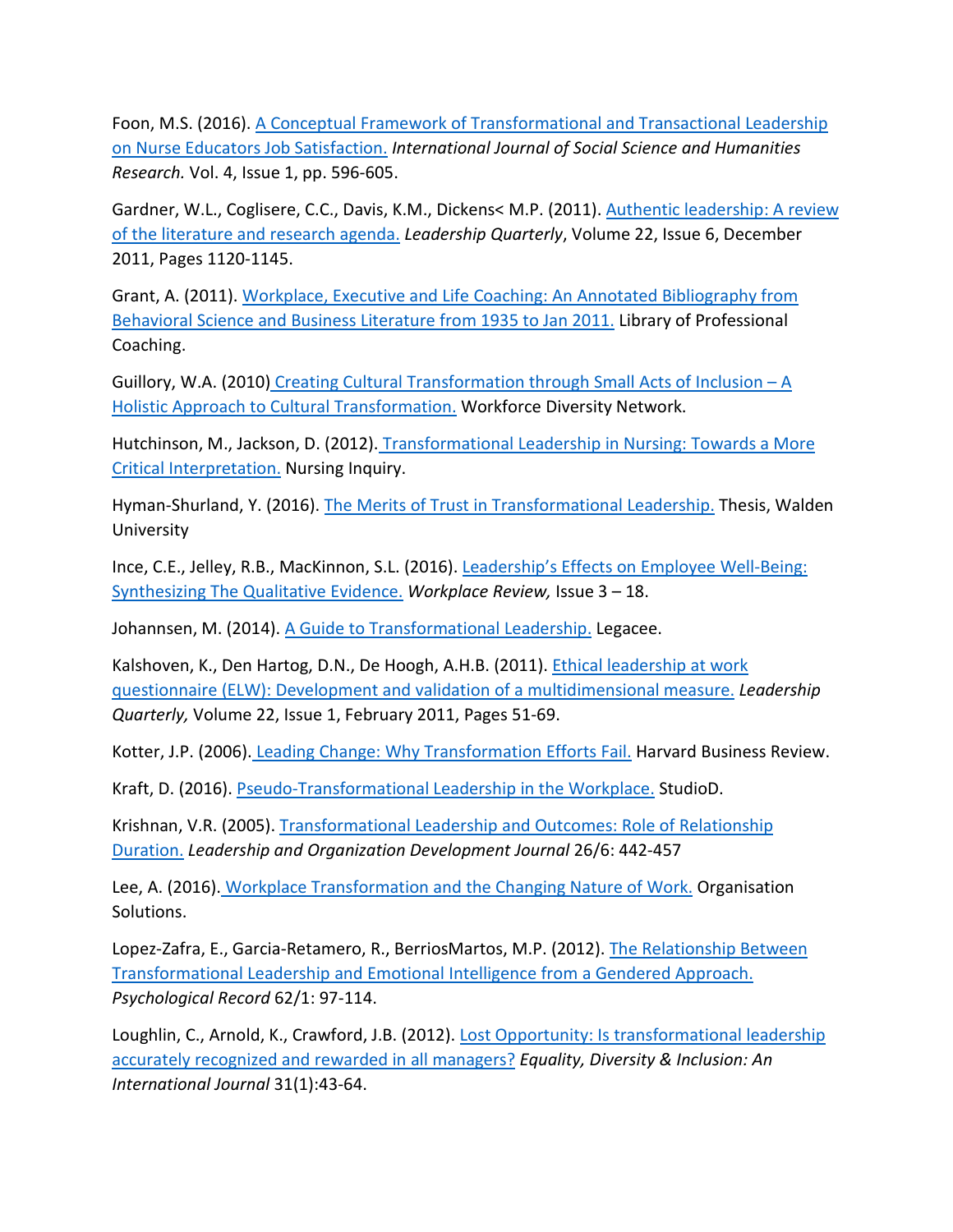Foon, M.S. (2016). [A Conceptual Framework of Transformational and Transactional Leadership on Nurse Educators Job Satisfaction.]() *International Journal of Social Science and Humanities Research.* Vol. 4, Issue 1, pp. 596-605.

Gardner, W.L., Coglisere, C.C., Davis, K.M., Dickens< M.P. (2011). [Authentic leadership: A review of the literature and research agenda.]() *Leadership Quarterly*, Volume 22, Issue 6, December 2011, Pages 1120-1145.

Grant, A. (2011). [Workplace, Executive and Life Coaching: An Annotated Bibliography from Behavioral Science and Business Literature from 1935 to Jan 2011.]() Library of Professional Coaching.

Guillory, W.A. (2010) [Creating Cultural Transformation through Small Acts of Inclusion – A Holistic Approach to Cultural Transformation.]() Workforce Diversity Network.

Hutchinson, M., Jackson, D. (2012). [Transformational Leadership in Nursing: Towards a More Critical Interpretation.]() Nursing Inquiry.

Hyman-Shurland, Y. (2016). [The Merits of Trust in Transformational Leadership.]() Thesis, Walden University

Ince, C.E., Jelley, R.B., MacKinnon, S.L. (2016). [Leadership's Effects on Employee Well-Being: Synthesizing The Qualitative Evidence.]() *Workplace Review,* Issue 3 – 18.

Johannsen, M. (2014). [A Guide to Transformational Leadership.]() Legacee.

Kalshoven, K., Den Hartog, D.N., De Hoogh, A.H.B. (2011). [Ethical leadership at work questionnaire (ELW): Development and validation of a multidimensional measure.]() *Leadership Quarterly,* Volume 22, Issue 1, February 2011, Pages 51-69.

Kotter, J.P. (2006). [Leading Change: Why Transformation Efforts Fail.]() Harvard Business Review.

Kraft, D. (2016). [Pseudo-Transformational Leadership in the Workplace.]() StudioD.

Krishnan, V.R. (2005). [Transformational Leadership and Outcomes: Role of Relationship Duration.]() *Leadership and Organization Development Journal* 26/6: 442-457

Lee, A. (2016). [Workplace Transformation and the Changing Nature of Work.]() Organisation Solutions.

Lopez-Zafra, E., Garcia-Retamero, R., BerriosMartos, M.P. (2012). [The Relationship Between Transformational Leadership and Emotional Intelligence from a Gendered Approach.]() *Psychological Record* 62/1: 97-114.

Loughlin, C., Arnold, K., Crawford, J.B. (2012). [Lost Opportunity: Is transformational leadership accurately recognized and rewarded in all managers?]() *Equality, Diversity & Inclusion: An International Journal* 31(1):43-64.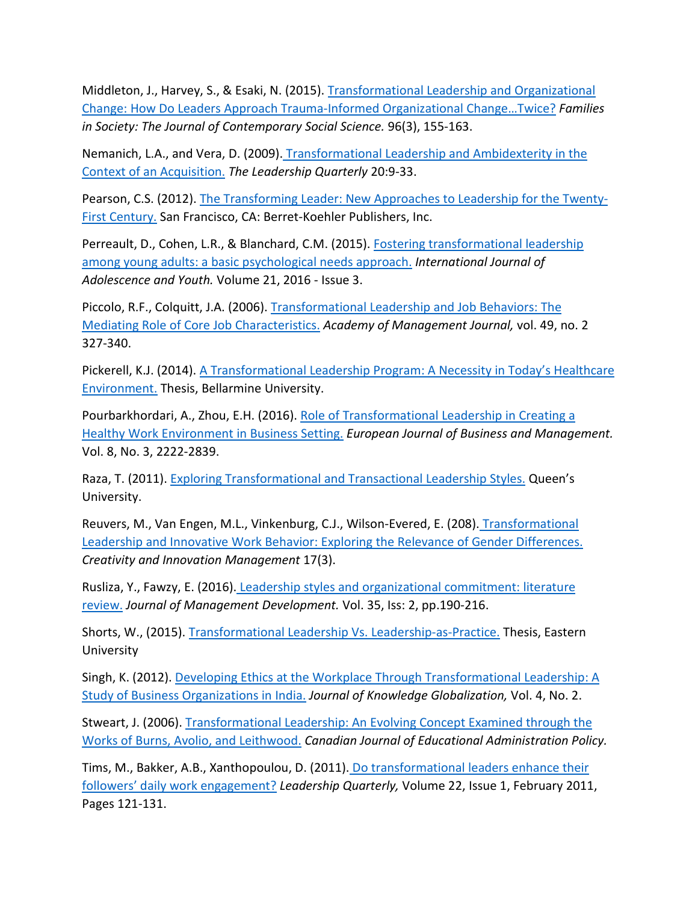Middleton, J., Harvey, S., & Esaki, N. (2015). [Transformational Leadership and Organizational Change: How Do Leaders Approach Trauma-Informed Organizational Change…Twice?]() *Families in Society: The Journal of Contemporary Social Science.* 96(3), 155-163.

Nemanich, L.A., and Vera, D. (2009). [Transformational Leadership and Ambidexterity in the Context of an Acquisition.]() *The Leadership Quarterly* 20:9-33.

Pearson, C.S. (2012). [The Transforming Leader: New Approaches to Leadership for the Twenty-First Century.]() San Francisco, CA: Berret-Koehler Publishers, Inc.

Perreault, D., Cohen, L.R., & Blanchard, C.M. (2015). [Fostering transformational leadership among young adults: a basic psychological needs approach.]() *International Journal of Adolescence and Youth.* Volume 21, 2016 - Issue 3.

Piccolo, R.F., Colquitt, J.A. (2006). [Transformational Leadership and Job Behaviors: The Mediating Role of Core Job Characteristics.]() *Academy of Management Journal,* vol. 49, no. 2 327-340.

Pickerell, K.J. (2014). [A Transformational Leadership Program: A Necessity in Today's Healthcare Environment.]() Thesis, Bellarmine University.

Pourbarkhordari, A., Zhou, E.H. (2016). [Role of Transformational Leadership in Creating a Healthy Work Environment in Business Setting.]() *European Journal of Business and Management.* Vol. 8, No. 3, 2222-2839.

Raza, T. (2011). [Exploring Transformational and Transactional Leadership Styles.]() Queen's University.

Reuvers, M., Van Engen, M.L., Vinkenburg, C.J., Wilson-Evered, E. (208). [Transformational Leadership and Innovative Work Behavior: Exploring the Relevance of Gender Differences.]() *Creativity and Innovation Management* 17(3).

Rusliza, Y., Fawzy, E. (2016). [Leadership styles and organizational commitment: literature review.]() *Journal of Management Development.* Vol. 35, Iss: 2, pp.190-216.

Shorts, W., (2015). [Transformational Leadership Vs. Leadership-as-Practice.]() Thesis, Eastern University

Singh, K. (2012). [Developing Ethics at the Workplace Through Transformational Leadership: A Study of Business Organizations in India.]() *Journal of Knowledge Globalization,* Vol. 4, No. 2.

Stweart, J. (2006). [Transformational Leadership: An Evolving Concept Examined through the Works of Burns, Avolio, and Leithwood.]() *Canadian Journal of Educational Administration Policy.*

Tims, M., Bakker, A.B., Xanthopoulou, D. (2011). [Do transformational leaders enhance their followers' daily work engagement?]() *Leadership Quarterly,* Volume 22, Issue 1, February 2011, Pages 121-131.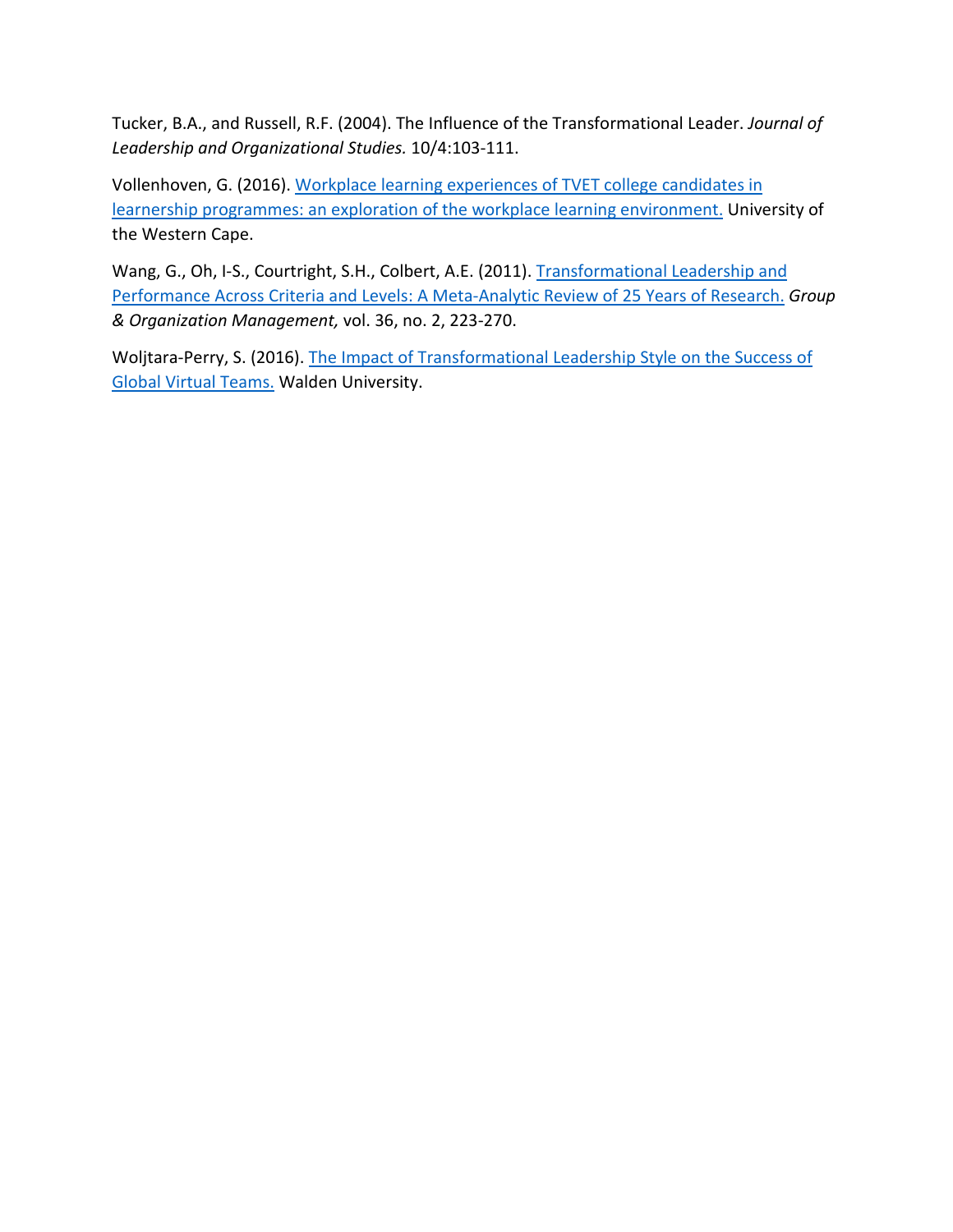Tucker, B.A., and Russell, R.F. (2004). The Influence of the Transformational Leader. *Journal of Leadership and Organizational Studies.* 10/4:103-111.

Vollenhoven, G. (2016). Workplace learning experiences of TVET college candidates in learnership programmes: an exploration of the workplace learning environment. University of the Western Cape.

Wang, G., Oh, I-S., Courtright, S.H., Colbert, A.E. (2011). Transformational Leadership and Performance Across Criteria and Levels: A Meta-Analytic Review of 25 Years of Research. *Group & Organization Management,* vol. 36, no. 2, 223-270.

Woljtara-Perry, S. (2016). The Impact of Transformational Leadership Style on the Success of Global Virtual Teams. Walden University.